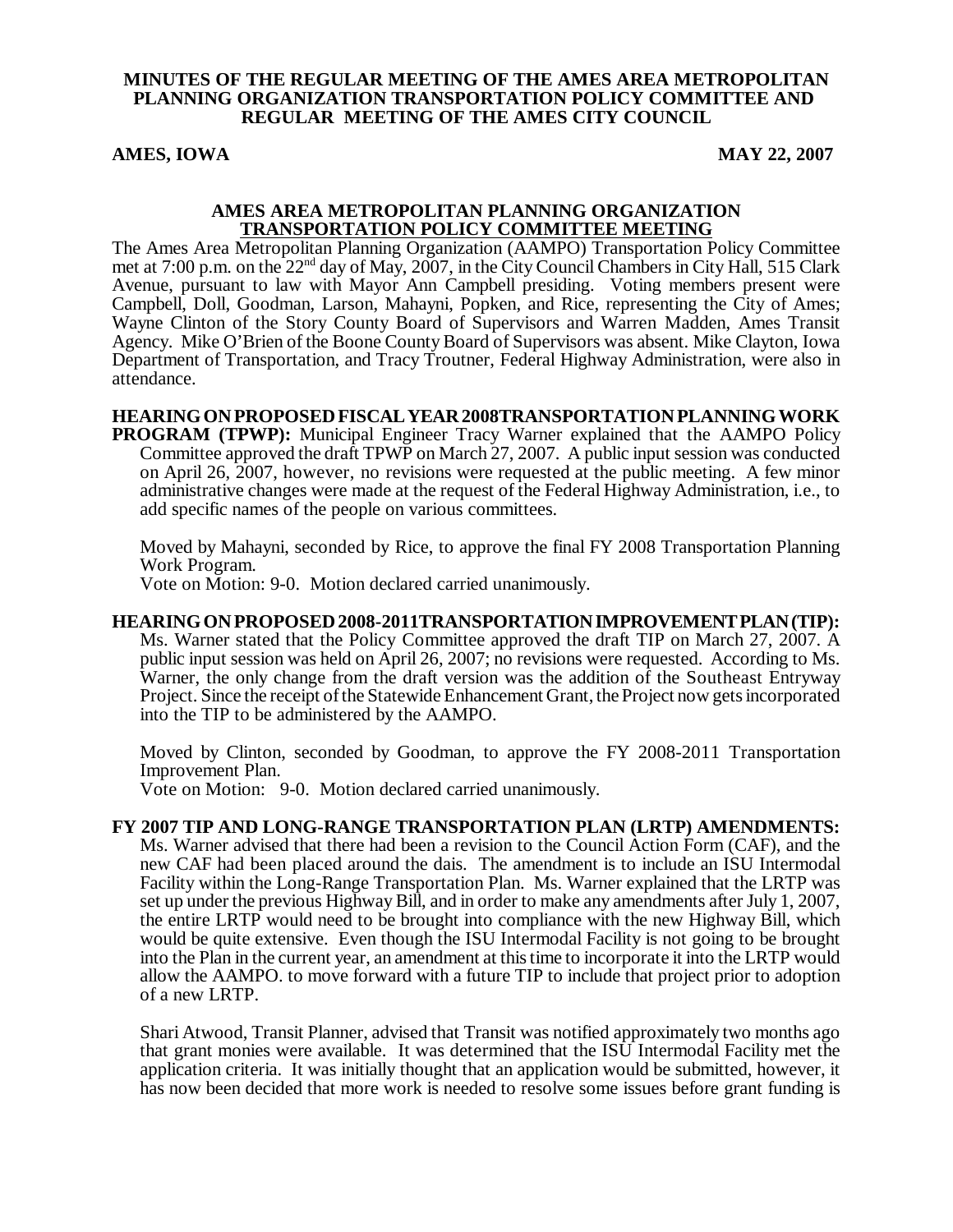**MINUTES OF THE REGULAR MEETING OF THE AMES AREA METROPOLITAN PLANNING ORGANIZATION TRANSPORTATION POLICY COMMITTEE AND REGULAR MEETING OF THE AMES CITY COUNCIL**

**AMES, IOWA** **MAY 22, 2007**

**AMES AREA METROPOLITAN PLANNING ORGANIZATION TRANSPORTATION POLICY COMMITTEE MEETING**

The Ames Area Metropolitan Planning Organization (AAMPO) Transportation Policy Committee met at 7:00 p.m. on the 22nd day of May, 2007, in the City Council Chambers in City Hall, 515 Clark Avenue, pursuant to law with Mayor Ann Campbell presiding. Voting members present were Campbell, Doll, Goodman, Larson, Mahayni, Popken, and Rice, representing the City of Ames; Wayne Clinton of the Story County Board of Supervisors and Warren Madden, Ames Transit Agency. Mike O'Brien of the Boone County Board of Supervisors was absent. Mike Clayton, Iowa Department of Transportation, and Tracy Troutner, Federal Highway Administration, were also in attendance.

**HEARING ON PROPOSED FISCAL YEAR 2008TRANSPORTATION PLANNING WORK PROGRAM (TPWP):** Municipal Engineer Tracy Warner explained that the AAMPO Policy Committee approved the draft TPWP on March 27, 2007. A public input session was conducted on April 26, 2007, however, no revisions were requested at the public meeting. A few minor administrative changes were made at the request of the Federal Highway Administration, i.e., to add specific names of the people on various committees.

Moved by Mahayni, seconded by Rice, to approve the final FY 2008 Transportation Planning Work Program.

Vote on Motion: 9-0. Motion declared carried unanimously.

**HEARING ON PROPOSED 2008-2011TRANSPORTATION IMPROVEMENT PLAN (TIP):** Ms. Warner stated that the Policy Committee approved the draft TIP on March 27, 2007. A public input session was held on April 26, 2007; no revisions were requested. According to Ms. Warner, the only change from the draft version was the addition of the Southeast Entryway Project. Since the receipt of the Statewide Enhancement Grant, the Project now gets incorporated into the TIP to be administered by the AAMPO.

Moved by Clinton, seconded by Goodman, to approve the FY 2008-2011 Transportation Improvement Plan.

Vote on Motion: 9-0. Motion declared carried unanimously.

**FY 2007 TIP AND LONG-RANGE TRANSPORTATION PLAN (LRTP) AMENDMENTS:** Ms. Warner advised that there had been a revision to the Council Action Form (CAF), and the new CAF had been placed around the dais. The amendment is to include an ISU Intermodal Facility within the Long-Range Transportation Plan. Ms. Warner explained that the LRTP was set up under the previous Highway Bill, and in order to make any amendments after July 1, 2007, the entire LRTP would need to be brought into compliance with the new Highway Bill, which would be quite extensive. Even though the ISU Intermodal Facility is not going to be brought into the Plan in the current year, an amendment at this time to incorporate it into the LRTP would allow the AAMPO. to move forward with a future TIP to include that project prior to adoption of a new LRTP.

Shari Atwood, Transit Planner, advised that Transit was notified approximately two months ago that grant monies were available. It was determined that the ISU Intermodal Facility met the application criteria. It was initially thought that an application would be submitted, however, it has now been decided that more work is needed to resolve some issues before grant funding is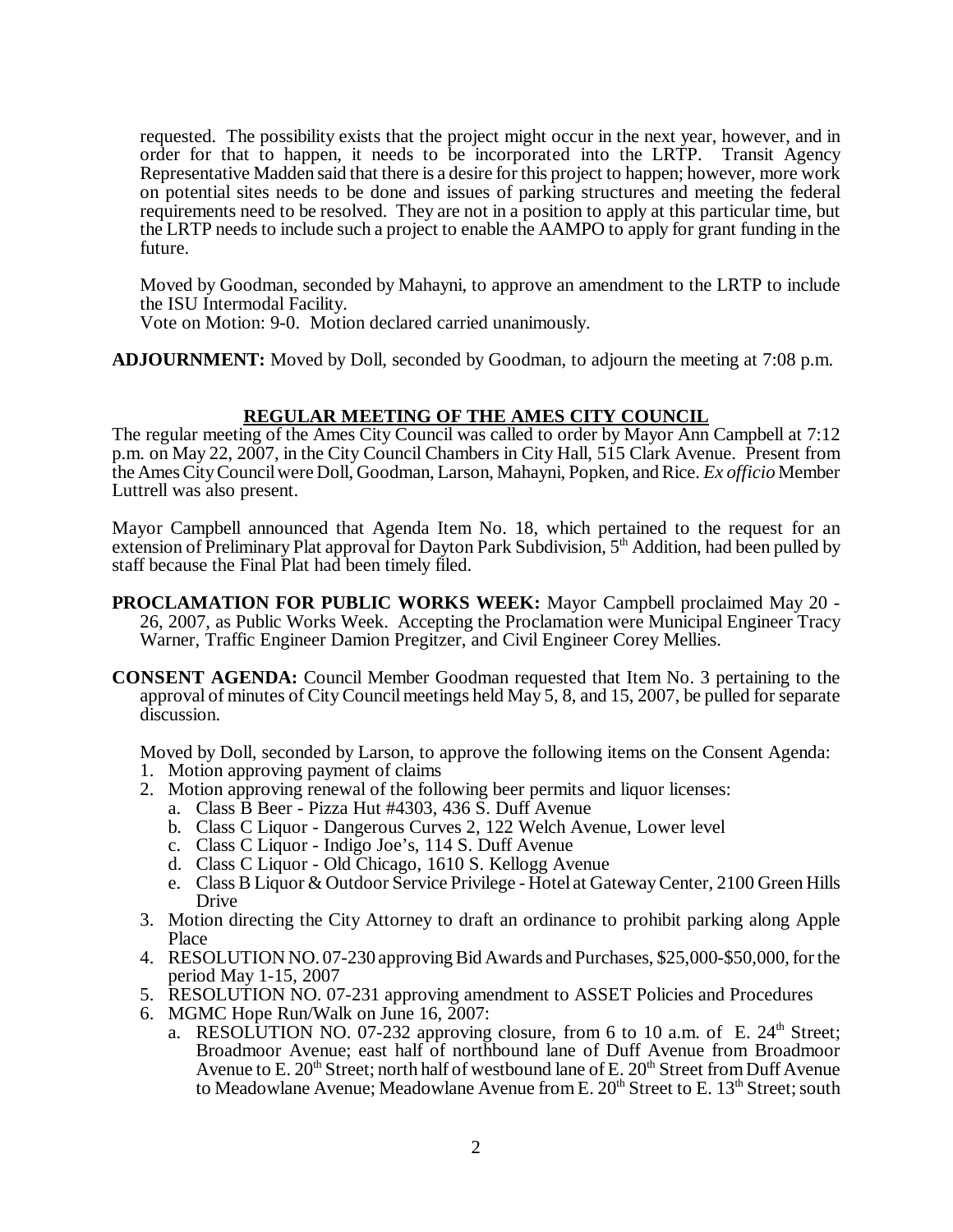requested. The possibility exists that the project might occur in the next year, however, and in order for that to happen, it needs to be incorporated into the LRTP. Transit Agency Representative Madden said that there is a desire for this project to happen; however, more work on potential sites needs to be done and issues of parking structures and meeting the federal requirements need to be resolved. They are not in a position to apply at this particular time, but the LRTP needs to include such a project to enable the AAMPO to apply for grant funding in the future.

Moved by Goodman, seconded by Mahayni, to approve an amendment to the LRTP to include the ISU Intermodal Facility.
Vote on Motion: 9-0. Motion declared carried unanimously.

**ADJOURNMENT:** Moved by Doll, seconded by Goodman, to adjourn the meeting at 7:08 p.m.

## REGULAR MEETING OF THE AMES CITY COUNCIL

The regular meeting of the Ames City Council was called to order by Mayor Ann Campbell at 7:12 p.m. on May 22, 2007, in the City Council Chambers in City Hall, 515 Clark Avenue. Present from the Ames City Council were Doll, Goodman, Larson, Mahayni, Popken, and Rice. *Ex officio* Member Luttrell was also present.

Mayor Campbell announced that Agenda Item No. 18, which pertained to the request for an extension of Preliminary Plat approval for Dayton Park Subdivision, 5th Addition, had been pulled by staff because the Final Plat had been timely filed.

**PROCLAMATION FOR PUBLIC WORKS WEEK:** Mayor Campbell proclaimed May 20 - 26, 2007, as Public Works Week. Accepting the Proclamation were Municipal Engineer Tracy Warner, Traffic Engineer Damion Pregitzer, and Civil Engineer Corey Mellies.

**CONSENT AGENDA:** Council Member Goodman requested that Item No. 3 pertaining to the approval of minutes of City Council meetings held May 5, 8, and 15, 2007, be pulled for separate discussion.

Moved by Doll, seconded by Larson, to approve the following items on the Consent Agenda:

1. Motion approving payment of claims
2. Motion approving renewal of the following beer permits and liquor licenses:
   a. Class B Beer - Pizza Hut #4303, 436 S. Duff Avenue
   b. Class C Liquor - Dangerous Curves 2, 122 Welch Avenue, Lower level
   c. Class C Liquor - Indigo Joe's, 114 S. Duff Avenue
   d. Class C Liquor - Old Chicago, 1610 S. Kellogg Avenue
   e. Class B Liquor & Outdoor Service Privilege - Hotel at Gateway Center, 2100 Green Hills Drive
3. Motion directing the City Attorney to draft an ordinance to prohibit parking along Apple Place
4. RESOLUTION NO. 07-230 approving Bid Awards and Purchases, $25,000-$50,000, for the period May 1-15, 2007
5. RESOLUTION NO. 07-231 approving amendment to ASSET Policies and Procedures
6. MGMC Hope Run/Walk on June 16, 2007:
   a. RESOLUTION NO. 07-232 approving closure, from 6 to 10 a.m. of E. 24th Street; Broadmoor Avenue; east half of northbound lane of Duff Avenue from Broadmoor Avenue to E. 20th Street; north half of westbound lane of E. 20th Street from Duff Avenue to Meadowlane Avenue; Meadowlane Avenue from E. 20th Street to E. 13th Street; south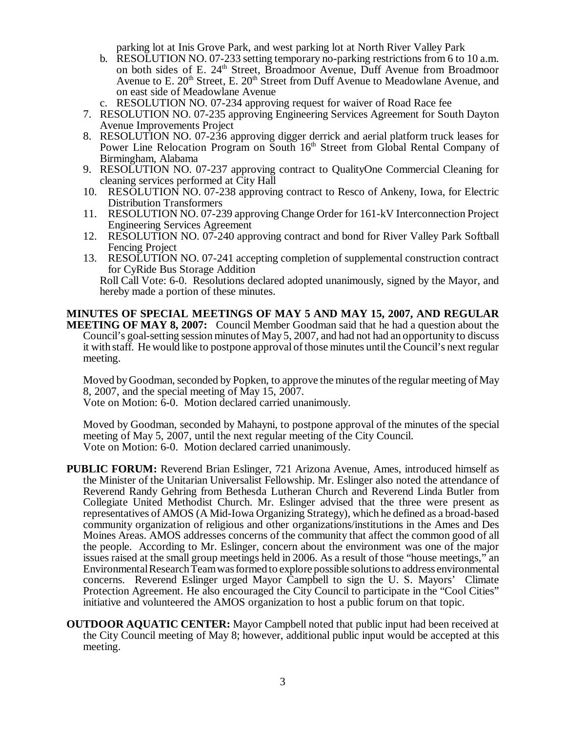parking lot at Inis Grove Park, and west parking lot at North River Valley Park

   b. RESOLUTION NO. 07-233 setting temporary no-parking restrictions from 6 to 10 a.m. on both sides of E. 24th Street, Broadmoor Avenue, Duff Avenue from Broadmoor Avenue to E. 20th Street, E. 20th Street from Duff Avenue to Meadowlane Avenue, and on east side of Meadowlane Avenue
   c. RESOLUTION NO. 07-234 approving request for waiver of Road Race fee

7. RESOLUTION NO. 07-235 approving Engineering Services Agreement for South Dayton Avenue Improvements Project
8. RESOLUTION NO. 07-236 approving digger derrick and aerial platform truck leases for Power Line Relocation Program on South 16th Street from Global Rental Company of Birmingham, Alabama
9. RESOLUTION NO. 07-237 approving contract to QualityOne Commercial Cleaning for cleaning services performed at City Hall
10. RESOLUTION NO. 07-238 approving contract to Resco of Ankeny, Iowa, for Electric Distribution Transformers
11. RESOLUTION NO. 07-239 approving Change Order for 161-kV Interconnection Project Engineering Services Agreement
12. RESOLUTION NO. 07-240 approving contract and bond for River Valley Park Softball Fencing Project
13. RESOLUTION NO. 07-241 accepting completion of supplemental construction contract for CyRide Bus Storage Addition

Roll Call Vote: 6-0. Resolutions declared adopted unanimously, signed by the Mayor, and hereby made a portion of these minutes.

**MINUTES OF SPECIAL MEETINGS OF MAY 5 AND MAY 15, 2007, AND REGULAR MEETING OF MAY 8, 2007:** Council Member Goodman said that he had a question about the Council's goal-setting session minutes of May 5, 2007, and had not had an opportunity to discuss it with staff. He would like to postpone approval of those minutes until the Council's next regular meeting.

Moved by Goodman, seconded by Popken, to approve the minutes of the regular meeting of May 8, 2007, and the special meeting of May 15, 2007.
Vote on Motion: 6-0. Motion declared carried unanimously.

Moved by Goodman, seconded by Mahayni, to postpone approval of the minutes of the special meeting of May 5, 2007, until the next regular meeting of the City Council.
Vote on Motion: 6-0. Motion declared carried unanimously.

**PUBLIC FORUM:** Reverend Brian Eslinger, 721 Arizona Avenue, Ames, introduced himself as the Minister of the Unitarian Universalist Fellowship. Mr. Eslinger also noted the attendance of Reverend Randy Gehring from Bethesda Lutheran Church and Reverend Linda Butler from Collegiate United Methodist Church. Mr. Eslinger advised that the three were present as representatives of AMOS (A Mid-Iowa Organizing Strategy), which he defined as a broad-based community organization of religious and other organizations/institutions in the Ames and Des Moines Areas. AMOS addresses concerns of the community that affect the common good of all the people. According to Mr. Eslinger, concern about the environment was one of the major issues raised at the small group meetings held in 2006. As a result of those "house meetings," an Environmental Research Team was formed to explore possible solutions to address environmental concerns. Reverend Eslinger urged Mayor Campbell to sign the U. S. Mayors' Climate Protection Agreement. He also encouraged the City Council to participate in the "Cool Cities" initiative and volunteered the AMOS organization to host a public forum on that topic.

**OUTDOOR AQUATIC CENTER:** Mayor Campbell noted that public input had been received at the City Council meeting of May 8; however, additional public input would be accepted at this meeting.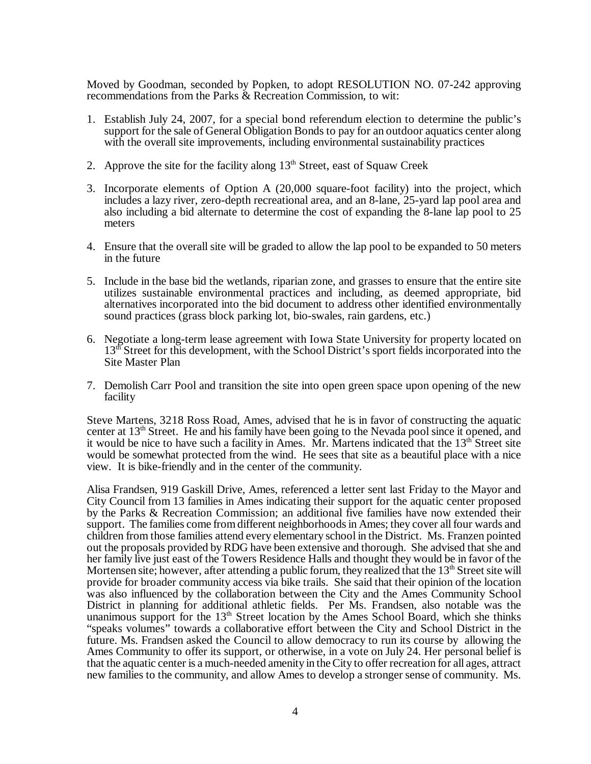Moved by Goodman, seconded by Popken, to adopt RESOLUTION NO. 07-242 approving recommendations from the Parks & Recreation Commission, to wit:

1. Establish July 24, 2007, for a special bond referendum election to determine the public's support for the sale of General Obligation Bonds to pay for an outdoor aquatics center along with the overall site improvements, including environmental sustainability practices

2. Approve the site for the facility along 13th Street, east of Squaw Creek

3. Incorporate elements of Option A (20,000 square-foot facility) into the project, which includes a lazy river, zero-depth recreational area, and an 8-lane, 25-yard lap pool area and also including a bid alternate to determine the cost of expanding the 8-lane lap pool to 25 meters

4. Ensure that the overall site will be graded to allow the lap pool to be expanded to 50 meters in the future

5. Include in the base bid the wetlands, riparian zone, and grasses to ensure that the entire site utilizes sustainable environmental practices and including, as deemed appropriate, bid alternatives incorporated into the bid document to address other identified environmentally sound practices (grass block parking lot, bio-swales, rain gardens, etc.)

6. Negotiate a long-term lease agreement with Iowa State University for property located on 13th Street for this development, with the School District's sport fields incorporated into the Site Master Plan

7. Demolish Carr Pool and transition the site into open green space upon opening of the new facility

Steve Martens, 3218 Ross Road, Ames, advised that he is in favor of constructing the aquatic center at 13th Street. He and his family have been going to the Nevada pool since it opened, and it would be nice to have such a facility in Ames. Mr. Martens indicated that the 13th Street site would be somewhat protected from the wind. He sees that site as a beautiful place with a nice view. It is bike-friendly and in the center of the community.

Alisa Frandsen, 919 Gaskill Drive, Ames, referenced a letter sent last Friday to the Mayor and City Council from 13 families in Ames indicating their support for the aquatic center proposed by the Parks & Recreation Commission; an additional five families have now extended their support. The families come from different neighborhoods in Ames; they cover all four wards and children from those families attend every elementary school in the District. Ms. Franzen pointed out the proposals provided by RDG have been extensive and thorough. She advised that she and her family live just east of the Towers Residence Halls and thought they would be in favor of the Mortensen site; however, after attending a public forum, they realized that the 13th Street site will provide for broader community access via bike trails. She said that their opinion of the location was also influenced by the collaboration between the City and the Ames Community School District in planning for additional athletic fields. Per Ms. Frandsen, also notable was the unanimous support for the 13th Street location by the Ames School Board, which she thinks "speaks volumes" towards a collaborative effort between the City and School District in the future. Ms. Frandsen asked the Council to allow democracy to run its course by allowing the Ames Community to offer its support, or otherwise, in a vote on July 24. Her personal belief is that the aquatic center is a much-needed amenity in the City to offer recreation for all ages, attract new families to the community, and allow Ames to develop a stronger sense of community. Ms.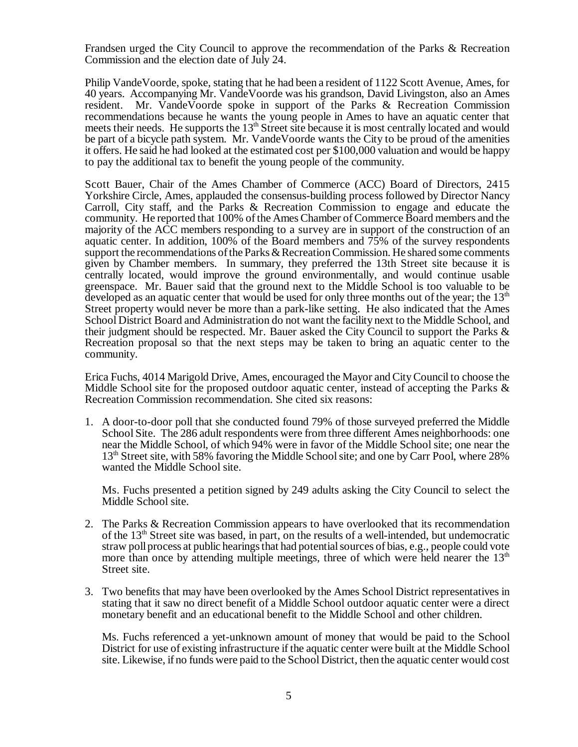Frandsen urged the City Council to approve the recommendation of the Parks & Recreation Commission and the election date of July 24.

Philip VandeVoorde, spoke, stating that he had been a resident of 1122 Scott Avenue, Ames, for 40 years. Accompanying Mr. VandeVoorde was his grandson, David Livingston, also an Ames resident. Mr. VandeVoorde spoke in support of the Parks & Recreation Commission recommendations because he wants the young people in Ames to have an aquatic center that meets their needs. He supports the 13th Street site because it is most centrally located and would be part of a bicycle path system. Mr. VandeVoorde wants the City to be proud of the amenities it offers. He said he had looked at the estimated cost per $100,000 valuation and would be happy to pay the additional tax to benefit the young people of the community.

Scott Bauer, Chair of the Ames Chamber of Commerce (ACC) Board of Directors, 2415 Yorkshire Circle, Ames, applauded the consensus-building process followed by Director Nancy Carroll, City staff, and the Parks & Recreation Commission to engage and educate the community. He reported that 100% of the Ames Chamber of Commerce Board members and the majority of the ACC members responding to a survey are in support of the construction of an aquatic center. In addition, 100% of the Board members and 75% of the survey respondents support the recommendations of the Parks & Recreation Commission. He shared some comments given by Chamber members. In summary, they preferred the 13th Street site because it is centrally located, would improve the ground environmentally, and would continue usable greenspace. Mr. Bauer said that the ground next to the Middle School is too valuable to be developed as an aquatic center that would be used for only three months out of the year; the 13th Street property would never be more than a park-like setting. He also indicated that the Ames School District Board and Administration do not want the facility next to the Middle School, and their judgment should be respected. Mr. Bauer asked the City Council to support the Parks & Recreation proposal so that the next steps may be taken to bring an aquatic center to the community.

Erica Fuchs, 4014 Marigold Drive, Ames, encouraged the Mayor and City Council to choose the Middle School site for the proposed outdoor aquatic center, instead of accepting the Parks & Recreation Commission recommendation. She cited six reasons:

1. A door-to-door poll that she conducted found 79% of those surveyed preferred the Middle School Site. The 286 adult respondents were from three different Ames neighborhoods: one near the Middle School, of which 94% were in favor of the Middle School site; one near the 13th Street site, with 58% favoring the Middle School site; and one by Carr Pool, where 28% wanted the Middle School site.

   Ms. Fuchs presented a petition signed by 249 adults asking the City Council to select the Middle School site.

2. The Parks & Recreation Commission appears to have overlooked that its recommendation of the 13th Street site was based, in part, on the results of a well-intended, but undemocratic straw poll process at public hearings that had potential sources of bias, e.g., people could vote more than once by attending multiple meetings, three of which were held nearer the 13th Street site.

3. Two benefits that may have been overlooked by the Ames School District representatives in stating that it saw no direct benefit of a Middle School outdoor aquatic center were a direct monetary benefit and an educational benefit to the Middle School and other children.

   Ms. Fuchs referenced a yet-unknown amount of money that would be paid to the School District for use of existing infrastructure if the aquatic center were built at the Middle School site. Likewise, if no funds were paid to the School District, then the aquatic center would cost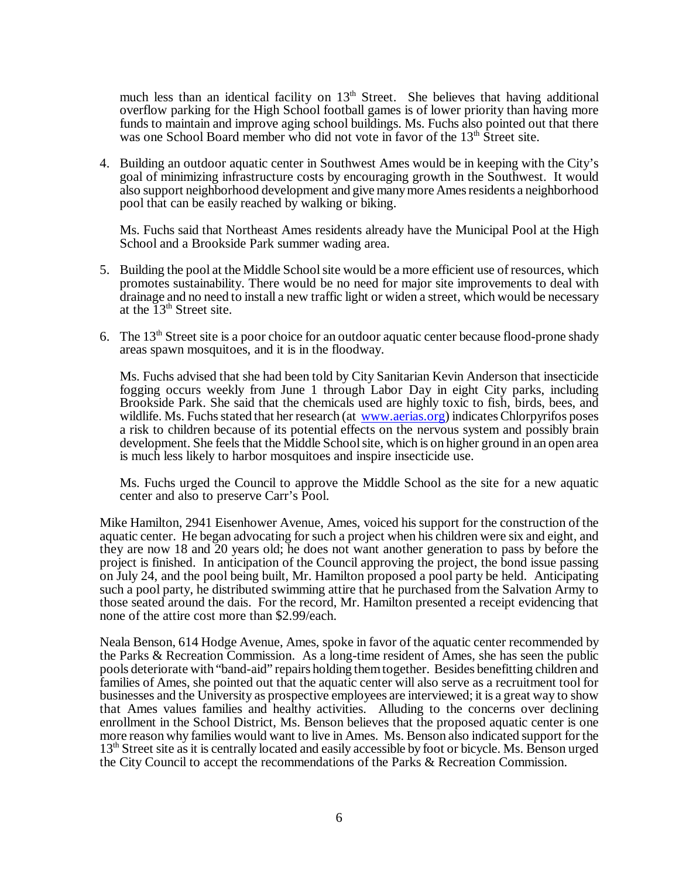much less than an identical facility on 13th Street. She believes that having additional overflow parking for the High School football games is of lower priority than having more funds to maintain and improve aging school buildings. Ms. Fuchs also pointed out that there was one School Board member who did not vote in favor of the 13th Street site.

4. Building an outdoor aquatic center in Southwest Ames would be in keeping with the City's goal of minimizing infrastructure costs by encouraging growth in the Southwest. It would also support neighborhood development and give many more Ames residents a neighborhood pool that can be easily reached by walking or biking.

   Ms. Fuchs said that Northeast Ames residents already have the Municipal Pool at the High School and a Brookside Park summer wading area.

5. Building the pool at the Middle School site would be a more efficient use of resources, which promotes sustainability. There would be no need for major site improvements to deal with drainage and no need to install a new traffic light or widen a street, which would be necessary at the 13th Street site.

6. The 13th Street site is a poor choice for an outdoor aquatic center because flood-prone shady areas spawn mosquitoes, and it is in the floodway.

   Ms. Fuchs advised that she had been told by City Sanitarian Kevin Anderson that insecticide fogging occurs weekly from June 1 through Labor Day in eight City parks, including Brookside Park. She said that the chemicals used are highly toxic to fish, birds, bees, and wildlife. Ms. Fuchs stated that her research (at www.aerias.org) indicates Chlorpyrifos poses a risk to children because of its potential effects on the nervous system and possibly brain development. She feels that the Middle School site, which is on higher ground in an open area is much less likely to harbor mosquitoes and inspire insecticide use.

   Ms. Fuchs urged the Council to approve the Middle School as the site for a new aquatic center and also to preserve Carr's Pool.

Mike Hamilton, 2941 Eisenhower Avenue, Ames, voiced his support for the construction of the aquatic center. He began advocating for such a project when his children were six and eight, and they are now 18 and 20 years old; he does not want another generation to pass by before the project is finished. In anticipation of the Council approving the project, the bond issue passing on July 24, and the pool being built, Mr. Hamilton proposed a pool party be held. Anticipating such a pool party, he distributed swimming attire that he purchased from the Salvation Army to those seated around the dais. For the record, Mr. Hamilton presented a receipt evidencing that none of the attire cost more than $2.99/each.

Neala Benson, 614 Hodge Avenue, Ames, spoke in favor of the aquatic center recommended by the Parks & Recreation Commission. As a long-time resident of Ames, she has seen the public pools deteriorate with "band-aid" repairs holding them together. Besides benefitting children and families of Ames, she pointed out that the aquatic center will also serve as a recruitment tool for businesses and the University as prospective employees are interviewed; it is a great way to show that Ames values families and healthy activities. Alluding to the concerns over declining enrollment in the School District, Ms. Benson believes that the proposed aquatic center is one more reason why families would want to live in Ames. Ms. Benson also indicated support for the 13th Street site as it is centrally located and easily accessible by foot or bicycle. Ms. Benson urged the City Council to accept the recommendations of the Parks & Recreation Commission.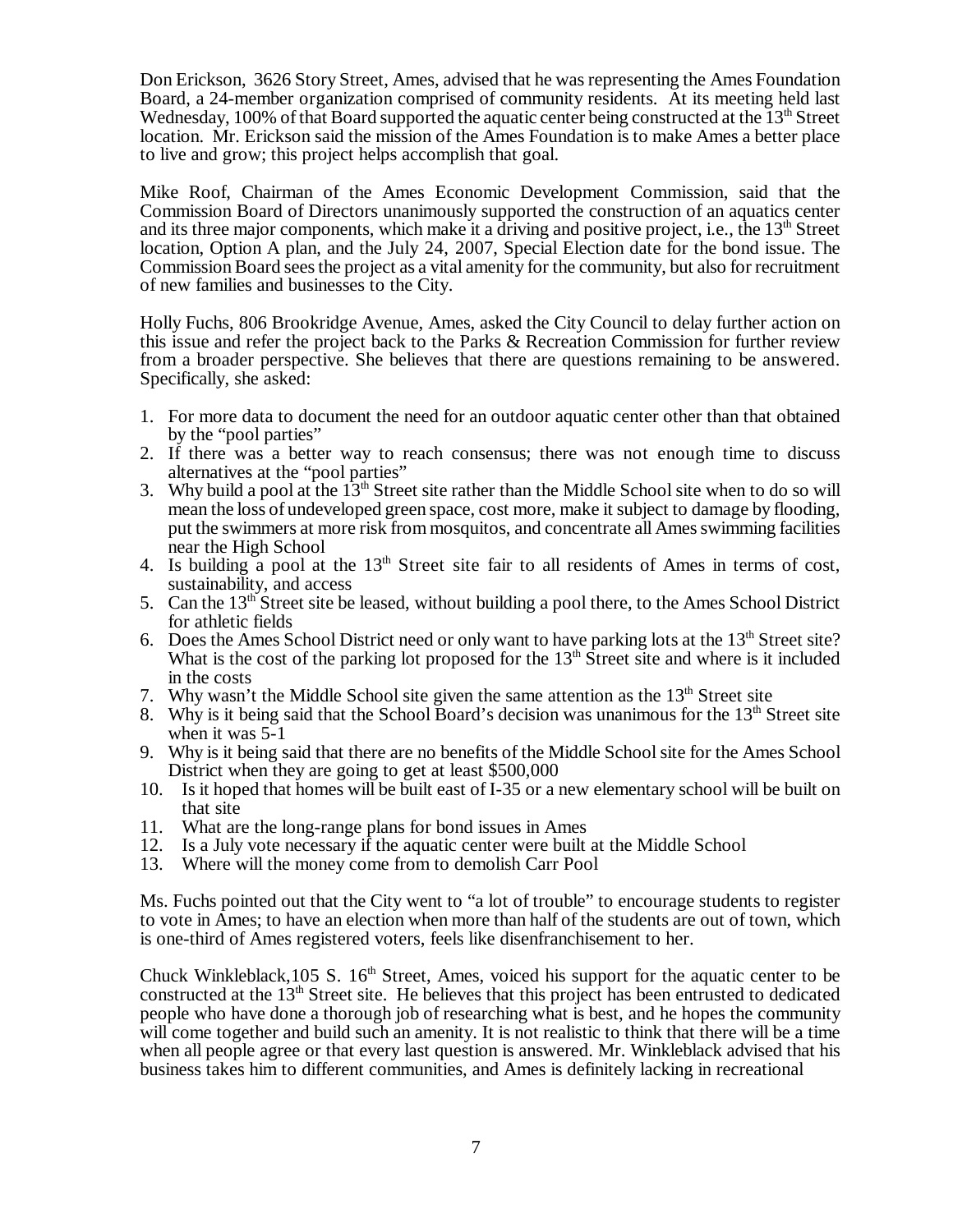Don Erickson, 3626 Story Street, Ames, advised that he was representing the Ames Foundation Board, a 24-member organization comprised of community residents. At its meeting held last Wednesday, 100% of that Board supported the aquatic center being constructed at the 13th Street location. Mr. Erickson said the mission of the Ames Foundation is to make Ames a better place to live and grow; this project helps accomplish that goal.

Mike Roof, Chairman of the Ames Economic Development Commission, said that the Commission Board of Directors unanimously supported the construction of an aquatics center and its three major components, which make it a driving and positive project, i.e., the 13th Street location, Option A plan, and the July 24, 2007, Special Election date for the bond issue. The Commission Board sees the project as a vital amenity for the community, but also for recruitment of new families and businesses to the City.

Holly Fuchs, 806 Brookridge Avenue, Ames, asked the City Council to delay further action on this issue and refer the project back to the Parks & Recreation Commission for further review from a broader perspective. She believes that there are questions remaining to be answered. Specifically, she asked:

1. For more data to document the need for an outdoor aquatic center other than that obtained by the "pool parties"
2. If there was a better way to reach consensus; there was not enough time to discuss alternatives at the "pool parties"
3. Why build a pool at the 13th Street site rather than the Middle School site when to do so will mean the loss of undeveloped green space, cost more, make it subject to damage by flooding, put the swimmers at more risk from mosquitos, and concentrate all Ames swimming facilities near the High School
4. Is building a pool at the 13th Street site fair to all residents of Ames in terms of cost, sustainability, and access
5. Can the 13th Street site be leased, without building a pool there, to the Ames School District for athletic fields
6. Does the Ames School District need or only want to have parking lots at the 13th Street site? What is the cost of the parking lot proposed for the 13th Street site and where is it included in the costs
7. Why wasn't the Middle School site given the same attention as the 13th Street site
8. Why is it being said that the School Board's decision was unanimous for the 13th Street site when it was 5-1
9. Why is it being said that there are no benefits of the Middle School site for the Ames School District when they are going to get at least $500,000
10. Is it hoped that homes will be built east of I-35 or a new elementary school will be built on that site
11. What are the long-range plans for bond issues in Ames
12. Is a July vote necessary if the aquatic center were built at the Middle School
13. Where will the money come from to demolish Carr Pool

Ms. Fuchs pointed out that the City went to "a lot of trouble" to encourage students to register to vote in Ames; to have an election when more than half of the students are out of town, which is one-third of Ames registered voters, feels like disenfranchisement to her.

Chuck Winkleblack,105 S. 16th Street, Ames, voiced his support for the aquatic center to be constructed at the 13th Street site. He believes that this project has been entrusted to dedicated people who have done a thorough job of researching what is best, and he hopes the community will come together and build such an amenity. It is not realistic to think that there will be a time when all people agree or that every last question is answered. Mr. Winkleblack advised that his business takes him to different communities, and Ames is definitely lacking in recreational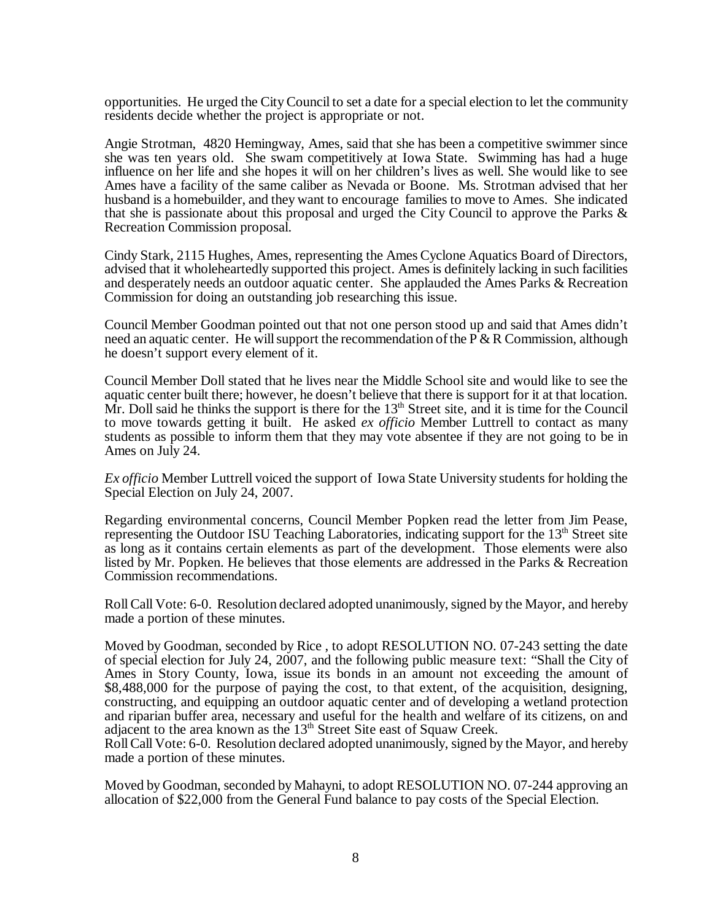opportunities. He urged the City Council to set a date for a special election to let the community residents decide whether the project is appropriate or not.

Angie Strotman, 4820 Hemingway, Ames, said that she has been a competitive swimmer since she was ten years old. She swam competitively at Iowa State. Swimming has had a huge influence on her life and she hopes it will on her children's lives as well. She would like to see Ames have a facility of the same caliber as Nevada or Boone. Ms. Strotman advised that her husband is a homebuilder, and they want to encourage families to move to Ames. She indicated that she is passionate about this proposal and urged the City Council to approve the Parks & Recreation Commission proposal.

Cindy Stark, 2115 Hughes, Ames, representing the Ames Cyclone Aquatics Board of Directors, advised that it wholeheartedly supported this project. Ames is definitely lacking in such facilities and desperately needs an outdoor aquatic center. She applauded the Ames Parks & Recreation Commission for doing an outstanding job researching this issue.

Council Member Goodman pointed out that not one person stood up and said that Ames didn't need an aquatic center. He will support the recommendation of the P & R Commission, although he doesn't support every element of it.

Council Member Doll stated that he lives near the Middle School site and would like to see the aquatic center built there; however, he doesn't believe that there is support for it at that location. Mr. Doll said he thinks the support is there for the 13th Street site, and it is time for the Council to move towards getting it built. He asked *ex officio* Member Luttrell to contact as many students as possible to inform them that they may vote absentee if they are not going to be in Ames on July 24.

*Ex officio* Member Luttrell voiced the support of Iowa State University students for holding the Special Election on July 24, 2007.

Regarding environmental concerns, Council Member Popken read the letter from Jim Pease, representing the Outdoor ISU Teaching Laboratories, indicating support for the 13th Street site as long as it contains certain elements as part of the development. Those elements were also listed by Mr. Popken. He believes that those elements are addressed in the Parks & Recreation Commission recommendations.

Roll Call Vote: 6-0. Resolution declared adopted unanimously, signed by the Mayor, and hereby made a portion of these minutes.

Moved by Goodman, seconded by Rice , to adopt RESOLUTION NO. 07-243 setting the date of special election for July 24, 2007, and the following public measure text: "Shall the City of Ames in Story County, Iowa, issue its bonds in an amount not exceeding the amount of $8,488,000 for the purpose of paying the cost, to that extent, of the acquisition, designing, constructing, and equipping an outdoor aquatic center and of developing a wetland protection and riparian buffer area, necessary and useful for the health and welfare of its citizens, on and adjacent to the area known as the 13th Street Site east of Squaw Creek.
Roll Call Vote: 6-0. Resolution declared adopted unanimously, signed by the Mayor, and hereby made a portion of these minutes.

Moved by Goodman, seconded by Mahayni, to adopt RESOLUTION NO. 07-244 approving an allocation of $22,000 from the General Fund balance to pay costs of the Special Election.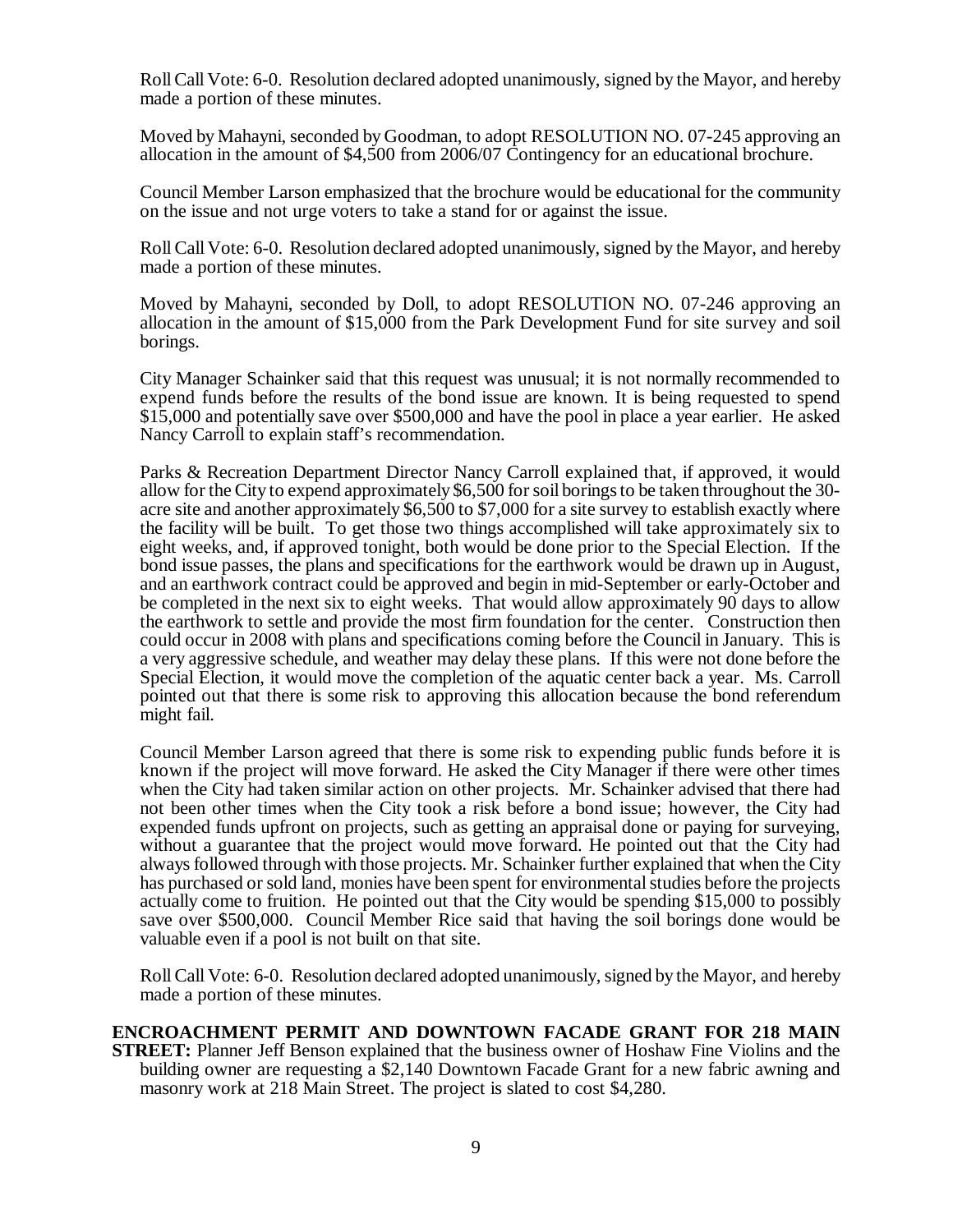Roll Call Vote: 6-0. Resolution declared adopted unanimously, signed by the Mayor, and hereby made a portion of these minutes.

Moved by Mahayni, seconded by Goodman, to adopt RESOLUTION NO. 07-245 approving an allocation in the amount of $4,500 from 2006/07 Contingency for an educational brochure.

Council Member Larson emphasized that the brochure would be educational for the community on the issue and not urge voters to take a stand for or against the issue.

Roll Call Vote: 6-0. Resolution declared adopted unanimously, signed by the Mayor, and hereby made a portion of these minutes.

Moved by Mahayni, seconded by Doll, to adopt RESOLUTION NO. 07-246 approving an allocation in the amount of $15,000 from the Park Development Fund for site survey and soil borings.

City Manager Schainker said that this request was unusual; it is not normally recommended to expend funds before the results of the bond issue are known. It is being requested to spend $15,000 and potentially save over $500,000 and have the pool in place a year earlier. He asked Nancy Carroll to explain staff's recommendation.

Parks & Recreation Department Director Nancy Carroll explained that, if approved, it would allow for the City to expend approximately $6,500 for soil borings to be taken throughout the 30-acre site and another approximately $6,500 to $7,000 for a site survey to establish exactly where the facility will be built. To get those two things accomplished will take approximately six to eight weeks, and, if approved tonight, both would be done prior to the Special Election. If the bond issue passes, the plans and specifications for the earthwork would be drawn up in August, and an earthwork contract could be approved and begin in mid-September or early-October and be completed in the next six to eight weeks. That would allow approximately 90 days to allow the earthwork to settle and provide the most firm foundation for the center. Construction then could occur in 2008 with plans and specifications coming before the Council in January. This is a very aggressive schedule, and weather may delay these plans. If this were not done before the Special Election, it would move the completion of the aquatic center back a year. Ms. Carroll pointed out that there is some risk to approving this allocation because the bond referendum might fail.

Council Member Larson agreed that there is some risk to expending public funds before it is known if the project will move forward. He asked the City Manager if there were other times when the City had taken similar action on other projects. Mr. Schainker advised that there had not been other times when the City took a risk before a bond issue; however, the City had expended funds upfront on projects, such as getting an appraisal done or paying for surveying, without a guarantee that the project would move forward. He pointed out that the City had always followed through with those projects. Mr. Schainker further explained that when the City has purchased or sold land, monies have been spent for environmental studies before the projects actually come to fruition. He pointed out that the City would be spending $15,000 to possibly save over $500,000. Council Member Rice said that having the soil borings done would be valuable even if a pool is not built on that site.

Roll Call Vote: 6-0. Resolution declared adopted unanimously, signed by the Mayor, and hereby made a portion of these minutes.

**ENCROACHMENT PERMIT AND DOWNTOWN FACADE GRANT FOR 218 MAIN STREET:** Planner Jeff Benson explained that the business owner of Hoshaw Fine Violins and the building owner are requesting a $2,140 Downtown Facade Grant for a new fabric awning and masonry work at 218 Main Street. The project is slated to cost $4,280.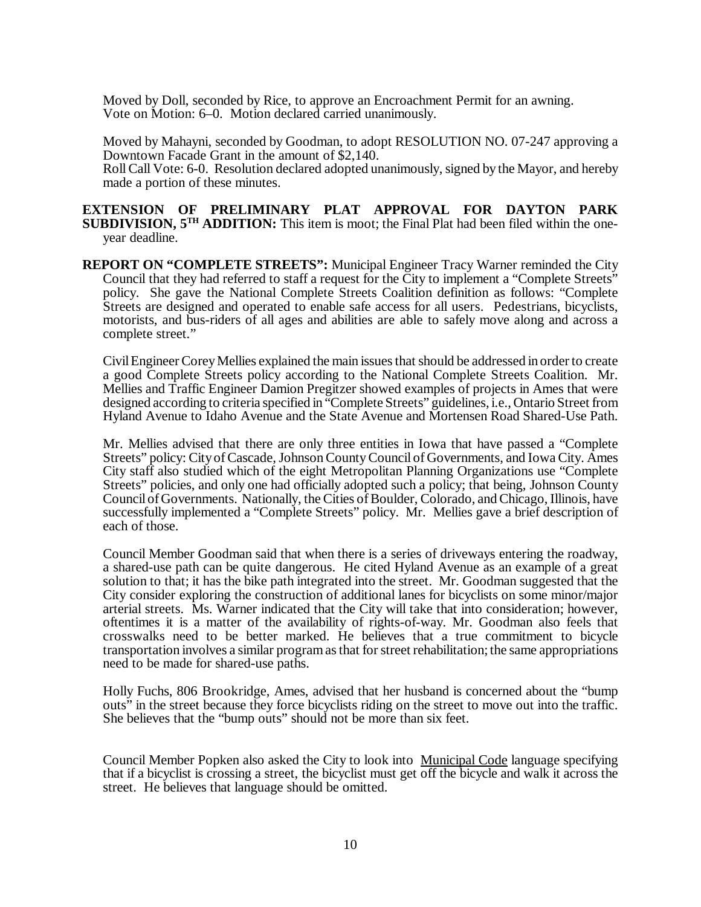Moved by Doll, seconded by Rice, to approve an Encroachment Permit for an awning.
Vote on Motion: 6–0. Motion declared carried unanimously.

Moved by Mahayni, seconded by Goodman, to adopt RESOLUTION NO. 07-247 approving a Downtown Facade Grant in the amount of $2,140.
Roll Call Vote: 6-0. Resolution declared adopted unanimously, signed by the Mayor, and hereby made a portion of these minutes.

**EXTENSION OF PRELIMINARY PLAT APPROVAL FOR DAYTON PARK SUBDIVISION, 5TH ADDITION:** This item is moot; the Final Plat had been filed within the one-year deadline.

**REPORT ON "COMPLETE STREETS":** Municipal Engineer Tracy Warner reminded the City Council that they had referred to staff a request for the City to implement a "Complete Streets" policy. She gave the National Complete Streets Coalition definition as follows: "Complete Streets are designed and operated to enable safe access for all users. Pedestrians, bicyclists, motorists, and bus-riders of all ages and abilities are able to safely move along and across a complete street."

Civil Engineer Corey Mellies explained the main issues that should be addressed in order to create a good Complete Streets policy according to the National Complete Streets Coalition. Mr. Mellies and Traffic Engineer Damion Pregitzer showed examples of projects in Ames that were designed according to criteria specified in "Complete Streets" guidelines, i.e., Ontario Street from Hyland Avenue to Idaho Avenue and the State Avenue and Mortensen Road Shared-Use Path.

Mr. Mellies advised that there are only three entities in Iowa that have passed a "Complete Streets" policy: City of Cascade, Johnson County Council of Governments, and Iowa City. Ames City staff also studied which of the eight Metropolitan Planning Organizations use "Complete Streets" policies, and only one had officially adopted such a policy; that being, Johnson County Council of Governments. Nationally, the Cities of Boulder, Colorado, and Chicago, Illinois, have successfully implemented a "Complete Streets" policy. Mr. Mellies gave a brief description of each of those.

Council Member Goodman said that when there is a series of driveways entering the roadway, a shared-use path can be quite dangerous. He cited Hyland Avenue as an example of a great solution to that; it has the bike path integrated into the street. Mr. Goodman suggested that the City consider exploring the construction of additional lanes for bicyclists on some minor/major arterial streets. Ms. Warner indicated that the City will take that into consideration; however, oftentimes it is a matter of the availability of rights-of-way. Mr. Goodman also feels that crosswalks need to be better marked. He believes that a true commitment to bicycle transportation involves a similar program as that for street rehabilitation; the same appropriations need to be made for shared-use paths.

Holly Fuchs, 806 Brookridge, Ames, advised that her husband is concerned about the "bump outs" in the street because they force bicyclists riding on the street to move out into the traffic. She believes that the "bump outs" should not be more than six feet.

Council Member Popken also asked the City to look into <u>Municipal Code</u> language specifying that if a bicyclist is crossing a street, the bicyclist must get off the bicycle and walk it across the street. He believes that language should be omitted.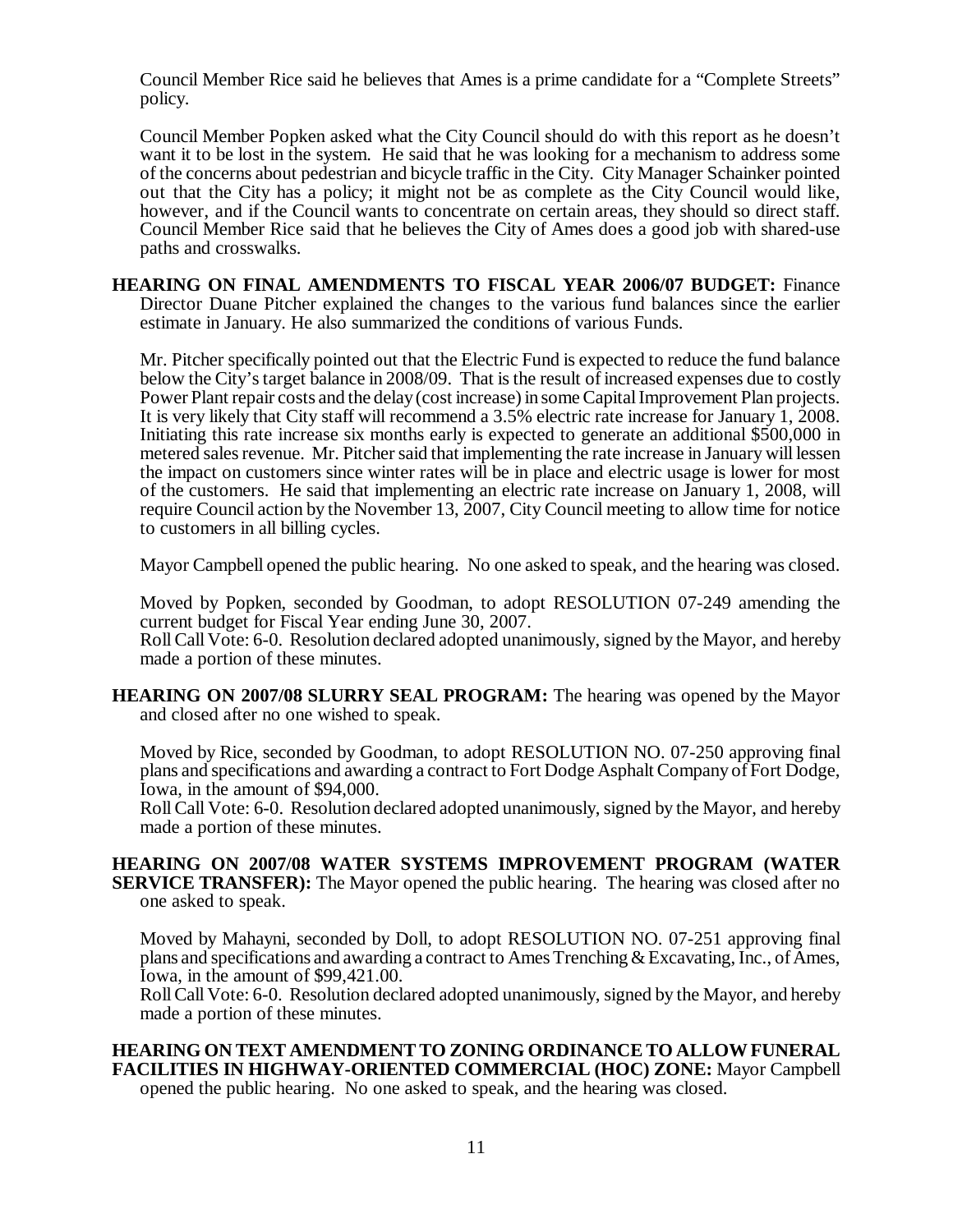Council Member Rice said he believes that Ames is a prime candidate for a "Complete Streets" policy.

Council Member Popken asked what the City Council should do with this report as he doesn't want it to be lost in the system. He said that he was looking for a mechanism to address some of the concerns about pedestrian and bicycle traffic in the City. City Manager Schainker pointed out that the City has a policy; it might not be as complete as the City Council would like, however, and if the Council wants to concentrate on certain areas, they should so direct staff. Council Member Rice said that he believes the City of Ames does a good job with shared-use paths and crosswalks.

**HEARING ON FINAL AMENDMENTS TO FISCAL YEAR 2006/07 BUDGET:** Finance Director Duane Pitcher explained the changes to the various fund balances since the earlier estimate in January. He also summarized the conditions of various Funds.

Mr. Pitcher specifically pointed out that the Electric Fund is expected to reduce the fund balance below the City's target balance in 2008/09. That is the result of increased expenses due to costly Power Plant repair costs and the delay (cost increase) in some Capital Improvement Plan projects. It is very likely that City staff will recommend a 3.5% electric rate increase for January 1, 2008. Initiating this rate increase six months early is expected to generate an additional $500,000 in metered sales revenue. Mr. Pitcher said that implementing the rate increase in January will lessen the impact on customers since winter rates will be in place and electric usage is lower for most of the customers. He said that implementing an electric rate increase on January 1, 2008, will require Council action by the November 13, 2007, City Council meeting to allow time for notice to customers in all billing cycles.

Mayor Campbell opened the public hearing. No one asked to speak, and the hearing was closed.

Moved by Popken, seconded by Goodman, to adopt RESOLUTION 07-249 amending the current budget for Fiscal Year ending June 30, 2007.
Roll Call Vote: 6-0. Resolution declared adopted unanimously, signed by the Mayor, and hereby made a portion of these minutes.

**HEARING ON 2007/08 SLURRY SEAL PROGRAM:** The hearing was opened by the Mayor and closed after no one wished to speak.

Moved by Rice, seconded by Goodman, to adopt RESOLUTION NO. 07-250 approving final plans and specifications and awarding a contract to Fort Dodge Asphalt Company of Fort Dodge, Iowa, in the amount of $94,000.
Roll Call Vote: 6-0. Resolution declared adopted unanimously, signed by the Mayor, and hereby made a portion of these minutes.

**HEARING ON 2007/08 WATER SYSTEMS IMPROVEMENT PROGRAM (WATER SERVICE TRANSFER):** The Mayor opened the public hearing. The hearing was closed after no one asked to speak.

Moved by Mahayni, seconded by Doll, to adopt RESOLUTION NO. 07-251 approving final plans and specifications and awarding a contract to Ames Trenching & Excavating, Inc., of Ames, Iowa, in the amount of $99,421.00.
Roll Call Vote: 6-0. Resolution declared adopted unanimously, signed by the Mayor, and hereby made a portion of these minutes.

**HEARING ON TEXT AMENDMENT TO ZONING ORDINANCE TO ALLOW FUNERAL FACILITIES IN HIGHWAY-ORIENTED COMMERCIAL (HOC) ZONE:** Mayor Campbell opened the public hearing. No one asked to speak, and the hearing was closed.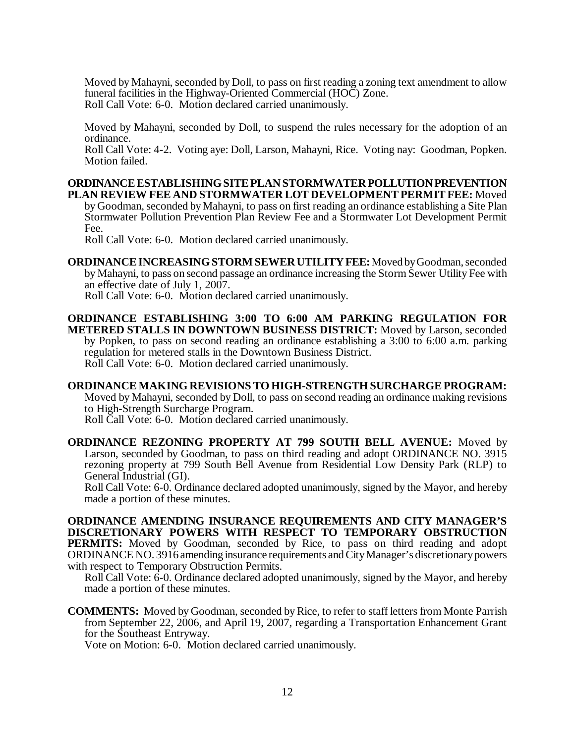Moved by Mahayni, seconded by Doll, to pass on first reading a zoning text amendment to allow funeral facilities in the Highway-Oriented Commercial (HOC) Zone.
Roll Call Vote: 6-0. Motion declared carried unanimously.

Moved by Mahayni, seconded by Doll, to suspend the rules necessary for the adoption of an ordinance.
Roll Call Vote: 4-2. Voting aye: Doll, Larson, Mahayni, Rice. Voting nay: Goodman, Popken. Motion failed.

**ORDINANCE ESTABLISHING SITE PLAN STORMWATER POLLUTION PREVENTION PLAN REVIEW FEE AND STORMWATER LOT DEVELOPMENT PERMIT FEE:** Moved by Goodman, seconded by Mahayni, to pass on first reading an ordinance establishing a Site Plan Stormwater Pollution Prevention Plan Review Fee and a Stormwater Lot Development Permit Fee.
Roll Call Vote: 6-0. Motion declared carried unanimously.

**ORDINANCE INCREASING STORM SEWER UTILITY FEE:** Moved by Goodman, seconded by Mahayni, to pass on second passage an ordinance increasing the Storm Sewer Utility Fee with an effective date of July 1, 2007.
Roll Call Vote: 6-0. Motion declared carried unanimously.

**ORDINANCE ESTABLISHING 3:00 TO 6:00 AM PARKING REGULATION FOR METERED STALLS IN DOWNTOWN BUSINESS DISTRICT:** Moved by Larson, seconded by Popken, to pass on second reading an ordinance establishing a 3:00 to 6:00 a.m. parking regulation for metered stalls in the Downtown Business District.
Roll Call Vote: 6-0. Motion declared carried unanimously.

**ORDINANCE MAKING REVISIONS TO HIGH-STRENGTH SURCHARGE PROGRAM:** Moved by Mahayni, seconded by Doll, to pass on second reading an ordinance making revisions to High-Strength Surcharge Program.
Roll Call Vote: 6-0. Motion declared carried unanimously.

**ORDINANCE REZONING PROPERTY AT 799 SOUTH BELL AVENUE:** Moved by Larson, seconded by Goodman, to pass on third reading and adopt ORDINANCE NO. 3915 rezoning property at 799 South Bell Avenue from Residential Low Density Park (RLP) to General Industrial (GI).
Roll Call Vote: 6-0. Ordinance declared adopted unanimously, signed by the Mayor, and hereby made a portion of these minutes.

**ORDINANCE AMENDING INSURANCE REQUIREMENTS AND CITY MANAGER'S DISCRETIONARY POWERS WITH RESPECT TO TEMPORARY OBSTRUCTION PERMITS:** Moved by Goodman, seconded by Rice, to pass on third reading and adopt ORDINANCE NO. 3916 amending insurance requirements and City Manager's discretionary powers with respect to Temporary Obstruction Permits.
Roll Call Vote: 6-0. Ordinance declared adopted unanimously, signed by the Mayor, and hereby made a portion of these minutes.

**COMMENTS:** Moved by Goodman, seconded by Rice, to refer to staff letters from Monte Parrish from September 22, 2006, and April 19, 2007, regarding a Transportation Enhancement Grant for the Southeast Entryway.
Vote on Motion: 6-0. Motion declared carried unanimously.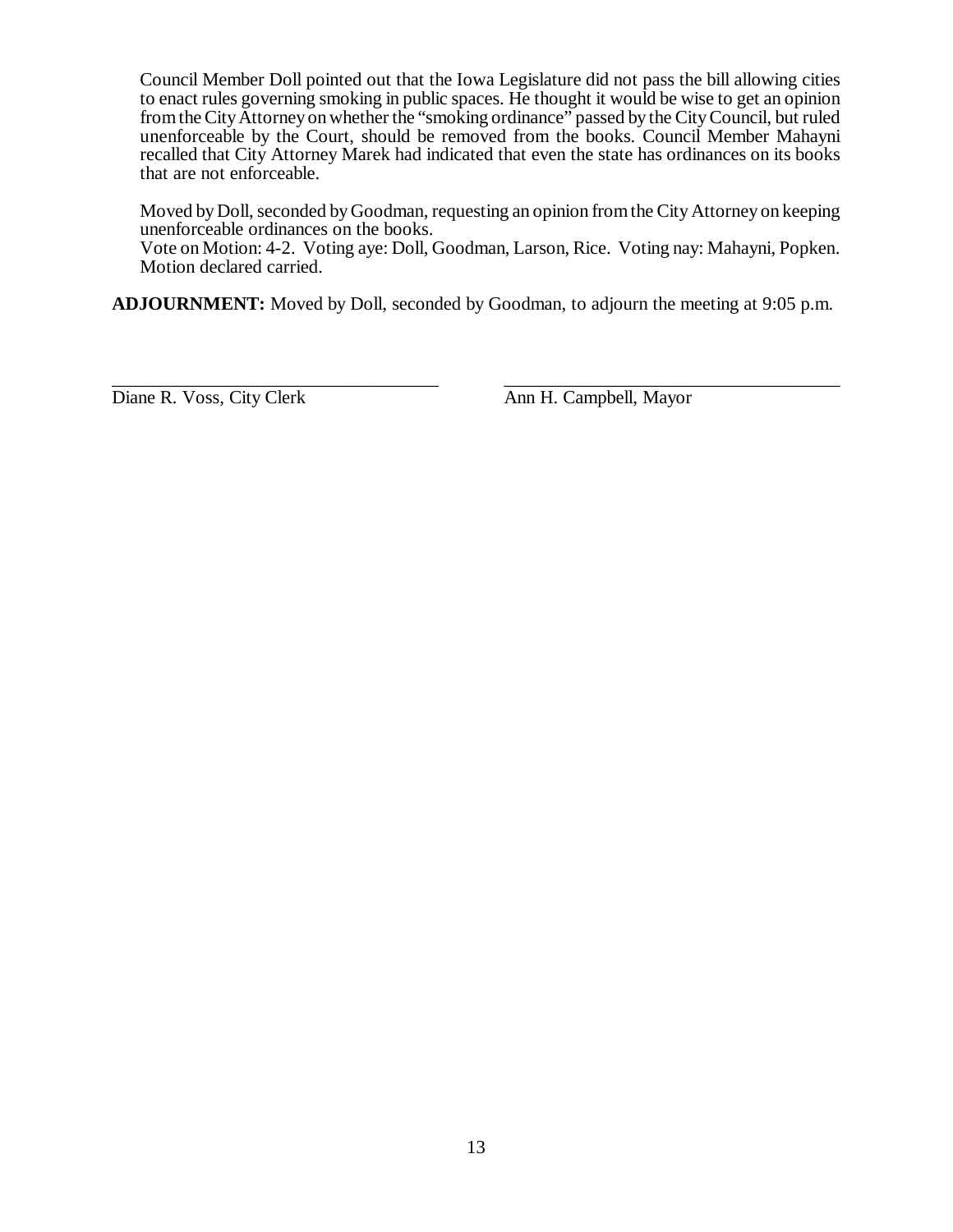Council Member Doll pointed out that the Iowa Legislature did not pass the bill allowing cities to enact rules governing smoking in public spaces. He thought it would be wise to get an opinion from the City Attorney on whether the "smoking ordinance" passed by the City Council, but ruled unenforceable by the Court, should be removed from the books. Council Member Mahayni recalled that City Attorney Marek had indicated that even the state has ordinances on its books that are not enforceable.

Moved by Doll, seconded by Goodman, requesting an opinion from the City Attorney on keeping unenforceable ordinances on the books.
Vote on Motion: 4-2. Voting aye: Doll, Goodman, Larson, Rice. Voting nay: Mahayni, Popken. Motion declared carried.

**ADJOURNMENT:** Moved by Doll, seconded by Goodman, to adjourn the meeting at 9:05 p.m.

\_\_\_\_\_\_\_\_\_\_\_\_\_\_\_\_\_\_\_\_\_\_\_\_\_\_\_\_\_\_\_\_\_\_\_\_
Diane R. Voss, City Clerk

\_\_\_\_\_\_\_\_\_\_\_\_\_\_\_\_\_\_\_\_\_\_\_\_\_\_\_\_\_\_\_\_\_\_\_\_
Ann H. Campbell, Mayor